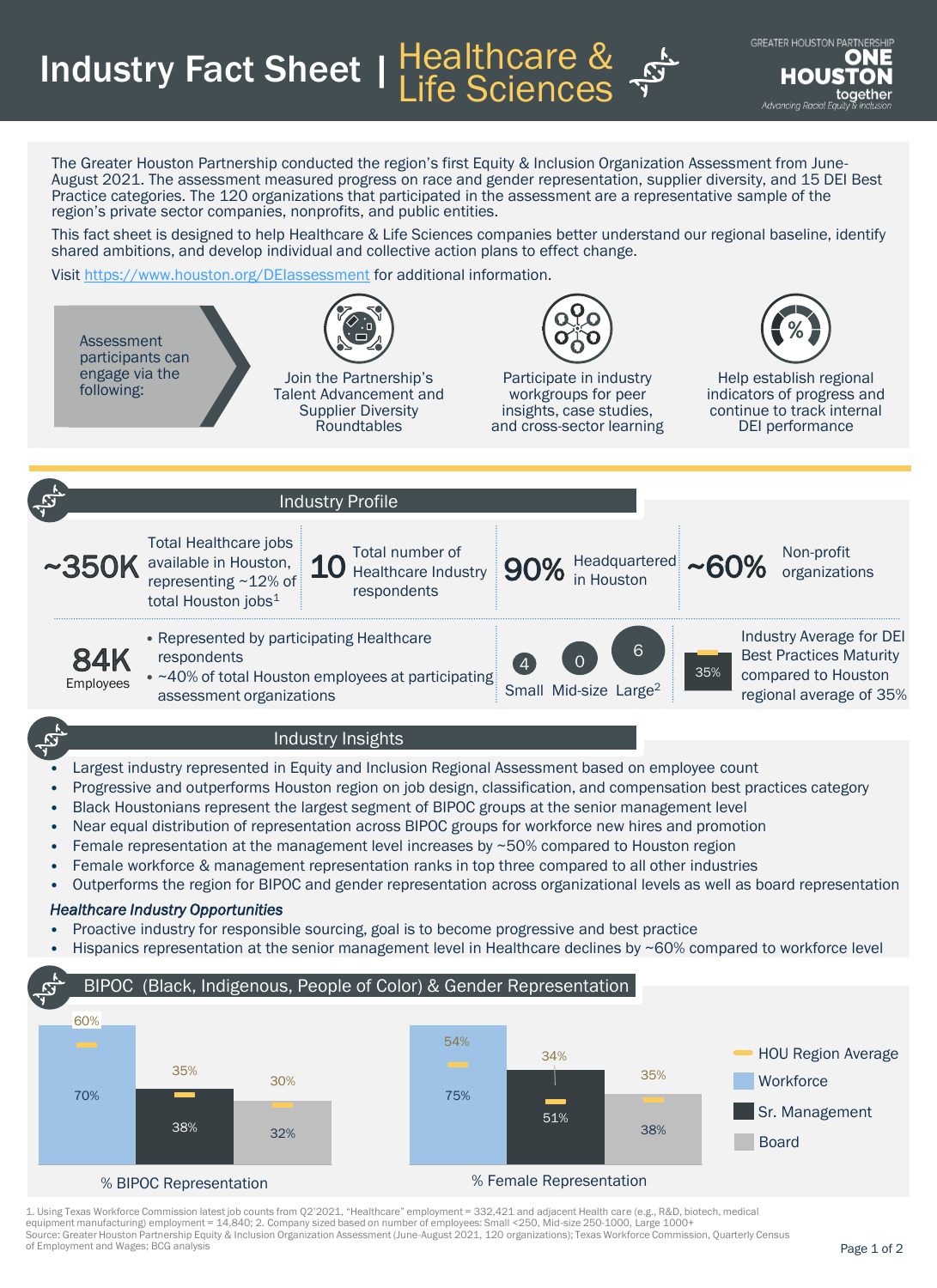# Industry Fact Sheet | Healthcare & Life Sciences

GREATER HOUSTON PARTNERSHIP
ONE HOUSTON together
*Advancing Racial Equity & Inclusion*

The Greater Houston Partnership conducted the region's first Equity & Inclusion Organization Assessment from June-August 2021. The assessment measured progress on race and gender representation, supplier diversity, and 15 DEI Best Practice categories. The 120 organizations that participated in the assessment are a representative sample of the region's private sector companies, nonprofits, and public entities.

This fact sheet is designed to help Healthcare & Life Sciences companies better understand our regional baseline, identify shared ambitions, and develop individual and collective action plans to effect change.

Visit https://www.houston.org/DEIassessment for additional information.

Assessment participants can engage via the following:

- Join the Partnership's Talent Advancement and Supplier Diversity Roundtables
- Participate in industry workgroups for peer insights, case studies, and cross-sector learning
- Help establish regional indicators of progress and continue to track internal DEI performance

## Industry Profile

- **~350K** Total Healthcare jobs available in Houston, representing ~12% of total Houston jobs[1]
- **10** Total number of Healthcare Industry respondents
- **90%** Headquartered in Houston
- **~60%** Non-profit organizations
- **84K** Employees
  - Represented by participating Healthcare respondents
  - ~40% of total Houston employees at participating assessment organizations
- **4** Small, **0** Mid-size, **6** Large[2]
- **35%** Industry Average for DEI Best Practices Maturity compared to Houston regional average of 35%

## Industry Insights

- Largest industry represented in Equity and Inclusion Regional Assessment based on employee count
- Progressive and outperforms Houston region on job design, classification, and compensation best practices category
- Black Houstonians represent the largest segment of BIPOC groups at the senior management level
- Near equal distribution of representation across BIPOC groups for workforce new hires and promotion
- Female representation at the management level increases by ~50% compared to Houston region
- Female workforce & management representation ranks in top three compared to all other industries
- Outperforms the region for BIPOC and gender representation across organizational levels as well as board representation

***Healthcare Industry Opportunities***

- Proactive industry for responsible sourcing, goal is to become progressive and best practice
- Hispanics representation at the senior management level in Healthcare declines by ~60% compared to workforce level

## BIPOC (Black, Indigenous, People of Color) & Gender Representation

% BIPOC Representation

| | Workforce | Sr. Management | Board |
|---|---|---|---|
| Healthcare | 70% | 38% | 32% |
| HOU Region Average | 60% | 35% | 30% |

% Female Representation

| | Workforce | Sr. Management | Board |
|---|---|---|---|
| Healthcare | 75% | 51% | 38% |
| HOU Region Average | 54% | 34% | 35% |

1. Using Texas Workforce Commission latest job counts from Q2'2021, "Healthcare" employment = 332,421 and adjacent Health care (e.g., R&D, biotech, medical equipment manufacturing) employment = 14,840; 2. Company sized based on number of employees: Small <250, Mid-size 250-1000, Large 1000+
Source: Greater Houston Partnership Equity & Inclusion Organization Assessment (June-August 2021, 120 organizations); Texas Workforce Commission, Quarterly Census of Employment and Wages; BCG analysis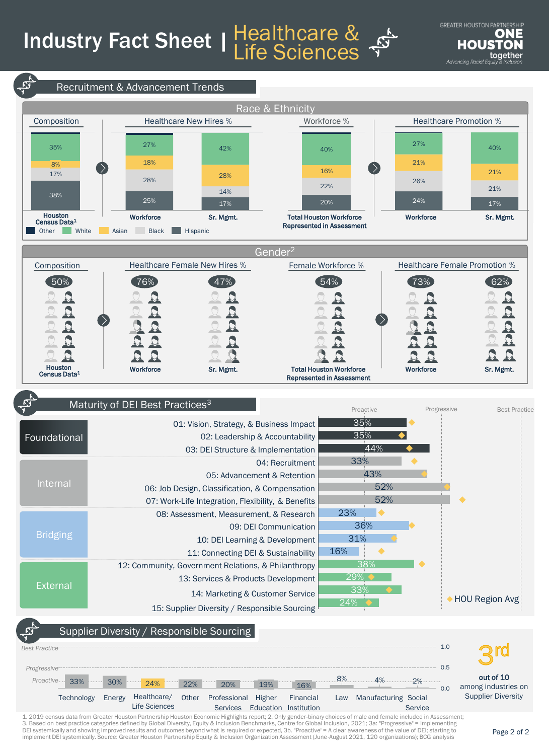# Industry Fact Sheet | Healthcare & Life Sciences

GREATER HOUSTON PARTNERSHIP ONE HOUSTON together — Advancing Racial Equity & Inclusion

## Recruitment & Advancement Trends

### Race & Ethnicity

Composition

35%
8%
17%
38%

Houston Census Data[1]

Healthcare New Hires %

27%
18%
28%
25%

Workforce

42%
28%
14%
17%

Sr. Mgmt.

Workforce %

40%
16%
22%
20%

Total Houston Workforce Represented in Assessment

Healthcare Promotion %

27%
21%
26%
24%

Workforce

40%
21%
21%
17%

Sr. Mgmt.

Other, White, Asian, Black, Hispanic

### Gender[2]

Composition: 50% — Houston Census Data[1]

Healthcare Female New Hires %: 76% — Workforce; 47% — Sr. Mgmt.

Female Workforce %: 54% — Total Houston Workforce Represented in Assessment

Healthcare Female Promotion %: 73% — Workforce; 62% — Sr. Mgmt.

## Maturity of DEI Best Practices[3]

Proactive — Progressive — Best Practice

Foundational
01: Vision, Strategy, & Business Impact — 35%
02: Leadership & Accountability — 35%
03: DEI Structure & Implementation — 44%

Internal
04: Recruitment — 33%
05: Advancement & Retention — 43%
06: Job Design, Classification, & Compensation — 52%
07: Work-Life Integration, Flexibility, & Benefits — 52%

Bridging
08: Assessment, Measurement, & Research — 23%
09: DEI Communication — 36%
10: DEI Learning & Development — 31%
11: Connecting DEI & Sustainability — 16%

External
12: Community, Government Relations, & Philanthropy — 38%
13: Services & Products Development — 29%
14: Marketing & Customer Service — 33%
15: Supplier Diversity / Responsible Sourcing — 24%

◆ HOU Region Avg

## Supplier Diversity / Responsible Sourcing

Best Practice 1.0
Progressive 0.5
Proactive 0.0

Technology 33%
Energy 30%
Healthcare/ Life Sciences 24%
Other 22%
Professional Services 20%
Higher Education 19%
Financial Institution 16%
Law 8%
Manufacturing 4%
Social Service 2%

**3rd** out of 10 among industries on Supplier Diversity

1. 2019 census data from Greater Houston Partnership Houston Economic Highlights report; 2. Only gender-binary choices of male and female included in Assessment; 3. Based on best practice categories defined by Global Diversity, Equity & Inclusion Benchmarks, Centre for Global Inclusion, 2021; 3a: "Progressive" = Implementing DEI systemically and showing improved results and outcomes beyond what is required or expected, 3b. "Proactive" = A clear awareness of the value of DEI; starting to implement DEI systemically. Source: Greater Houston Partnership Equity & Inclusion Organization Assessment (June-August 2021, 120 organizations); BCG analysis